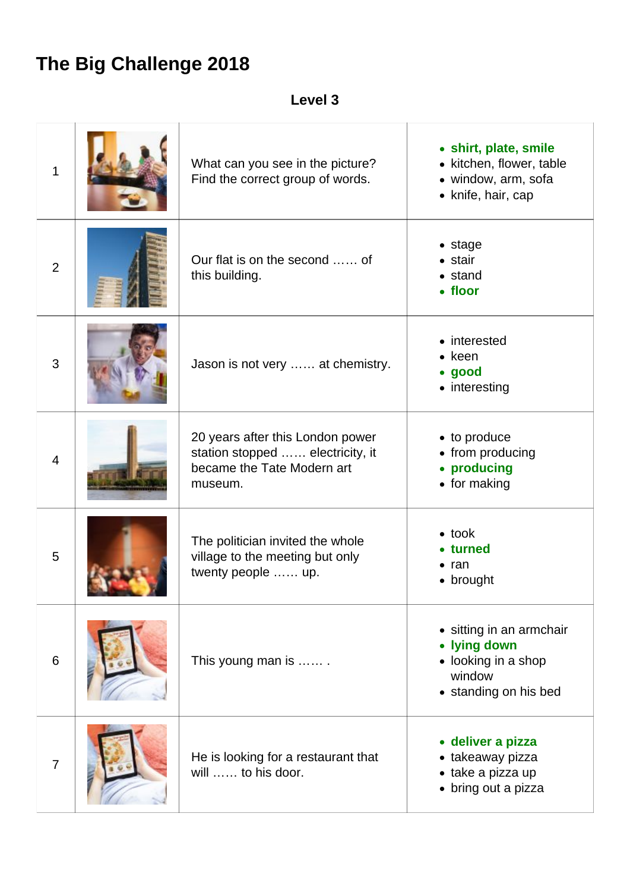# The Big Challenge 2018

**Level 3**

| | | | |
|---|---|---|---|
| 1 | | What can you see in the picture? Find the correct group of words. | • **shirt, plate, smile**<br>• kitchen, flower, table<br>• window, arm, sofa<br>• knife, hair, cap |
| 2 | | Our flat is on the second …… of this building. | • stage<br>• stair<br>• stand<br>• **floor** |
| 3 | | Jason is not very …… at chemistry. | • interested<br>• keen<br>• **good**<br>• interesting |
| 4 | | 20 years after this London power station stopped …… electricity, it became the Tate Modern art museum. | • to produce<br>• from producing<br>• **producing**<br>• for making |
| 5 | | The politician invited the whole village to the meeting but only twenty people …… up. | • took<br>• **turned**<br>• ran<br>• brought |
| 6 | | This young man is …… . | • sitting in an armchair<br>• **lying down**<br>• looking in a shop window<br>• standing on his bed |
| 7 | | He is looking for a restaurant that will …… to his door. | • **deliver a pizza**<br>• takeaway pizza<br>• take a pizza up<br>• bring out a pizza |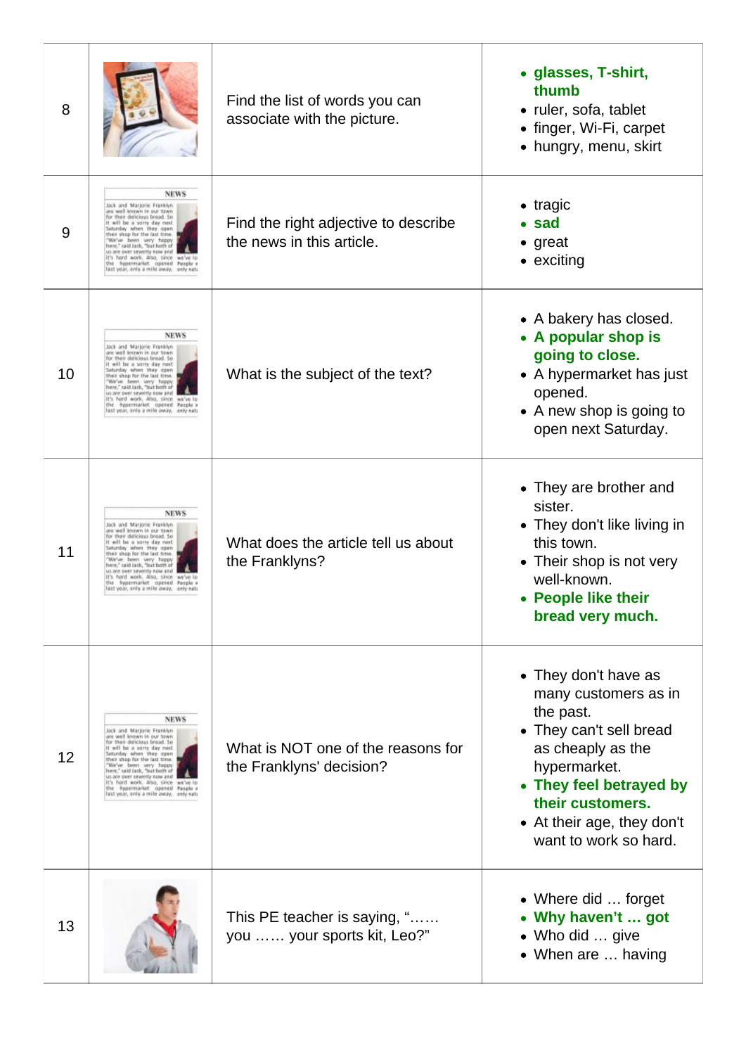| | | | |
|---|---|---|---|
| 8 | | Find the list of words you can associate with the picture. | • **glasses, T-shirt, thumb**<br>• ruler, sofa, tablet<br>• finger, Wi-Fi, carpet<br>• hungry, menu, skirt |
| 9 | | Find the right adjective to describe the news in this article. | • tragic<br>• **sad**<br>• great<br>• exciting |
| 10 | | What is the subject of the text? | • A bakery has closed.<br>• **A popular shop is going to close.**<br>• A hypermarket has just opened.<br>• A new shop is going to open next Saturday. |
| 11 | | What does the article tell us about the Franklyns? | • They are brother and sister.<br>• They don't like living in this town.<br>• Their shop is not very well-known.<br>• **People like their bread very much.** |
| 12 | | What is NOT one of the reasons for the Franklyns' decision? | • They don't have as many customers as in the past.<br>• They can't sell bread as cheaply as the hypermarket.<br>• **They feel betrayed by their customers.**<br>• At their age, they don't want to work so hard. |
| 13 | | This PE teacher is saying, "…… you …… your sports kit, Leo?" | • Where did … forget<br>• **Why haven't … got**<br>• Who did … give<br>• When are … having |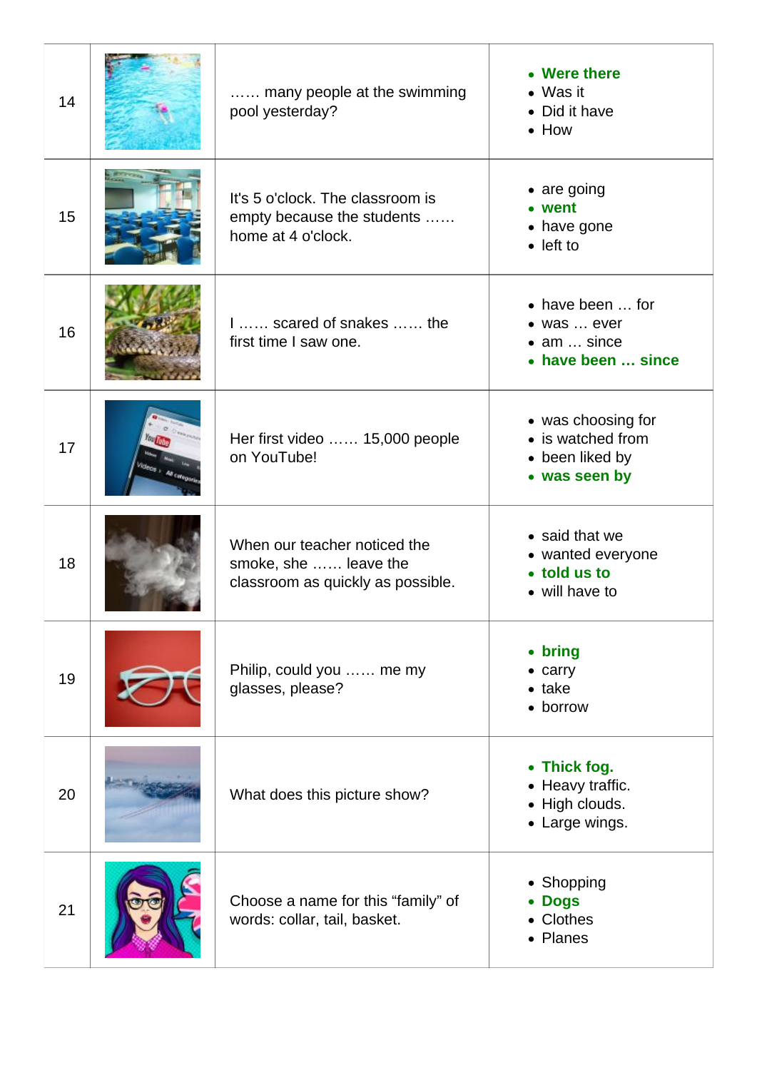| | | | |
|---|---|---|---|
| 14 | | …… many people at the swimming pool yesterday? | • **Were there**<br>• Was it<br>• Did it have<br>• How |
| 15 | | It's 5 o'clock. The classroom is empty because the students …… home at 4 o'clock. | • are going<br>• **went**<br>• have gone<br>• left to |
| 16 | | I …… scared of snakes …… the first time I saw one. | • have been … for<br>• was … ever<br>• am … since<br>• **have been … since** |
| 17 | | Her first video …… 15,000 people on YouTube! | • was choosing for<br>• is watched from<br>• been liked by<br>• **was seen by** |
| 18 | | When our teacher noticed the smoke, she …… leave the classroom as quickly as possible. | • said that we<br>• wanted everyone<br>• **told us to**<br>• will have to |
| 19 | | Philip, could you …… me my glasses, please? | • **bring**<br>• carry<br>• take<br>• borrow |
| 20 | | What does this picture show? | • **Thick fog.**<br>• Heavy traffic.<br>• High clouds.<br>• Large wings. |
| 21 | | Choose a name for this "family" of words: collar, tail, basket. | • Shopping<br>• **Dogs**<br>• Clothes<br>• Planes |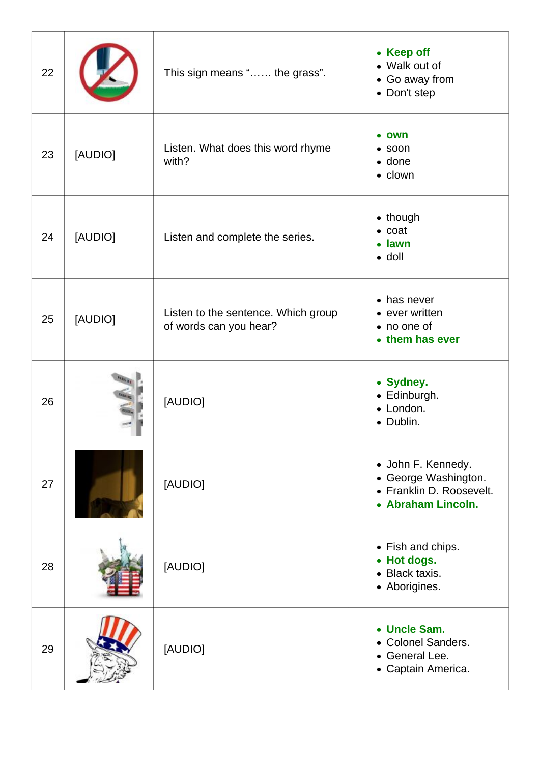| | | | |
|---|---|---|---|
| 22 | | This sign means "…… the grass". | • **Keep off**<br>• Walk out of<br>• Go away from<br>• Don't step |
| 23 | [AUDIO] | Listen. What does this word rhyme with? | • **own**<br>• soon<br>• done<br>• clown |
| 24 | [AUDIO] | Listen and complete the series. | • though<br>• coat<br>• **lawn**<br>• doll |
| 25 | [AUDIO] | Listen to the sentence. Which group of words can you hear? | • has never<br>• ever written<br>• no one of<br>• **them has ever** |
| 26 | | [AUDIO] | • **Sydney.**<br>• Edinburgh.<br>• London.<br>• Dublin. |
| 27 | | [AUDIO] | • John F. Kennedy.<br>• George Washington.<br>• Franklin D. Roosevelt.<br>• **Abraham Lincoln.** |
| 28 | | [AUDIO] | • Fish and chips.<br>• **Hot dogs.**<br>• Black taxis.<br>• Aborigines. |
| 29 | | [AUDIO] | • **Uncle Sam.**<br>• Colonel Sanders.<br>• General Lee.<br>• Captain America. |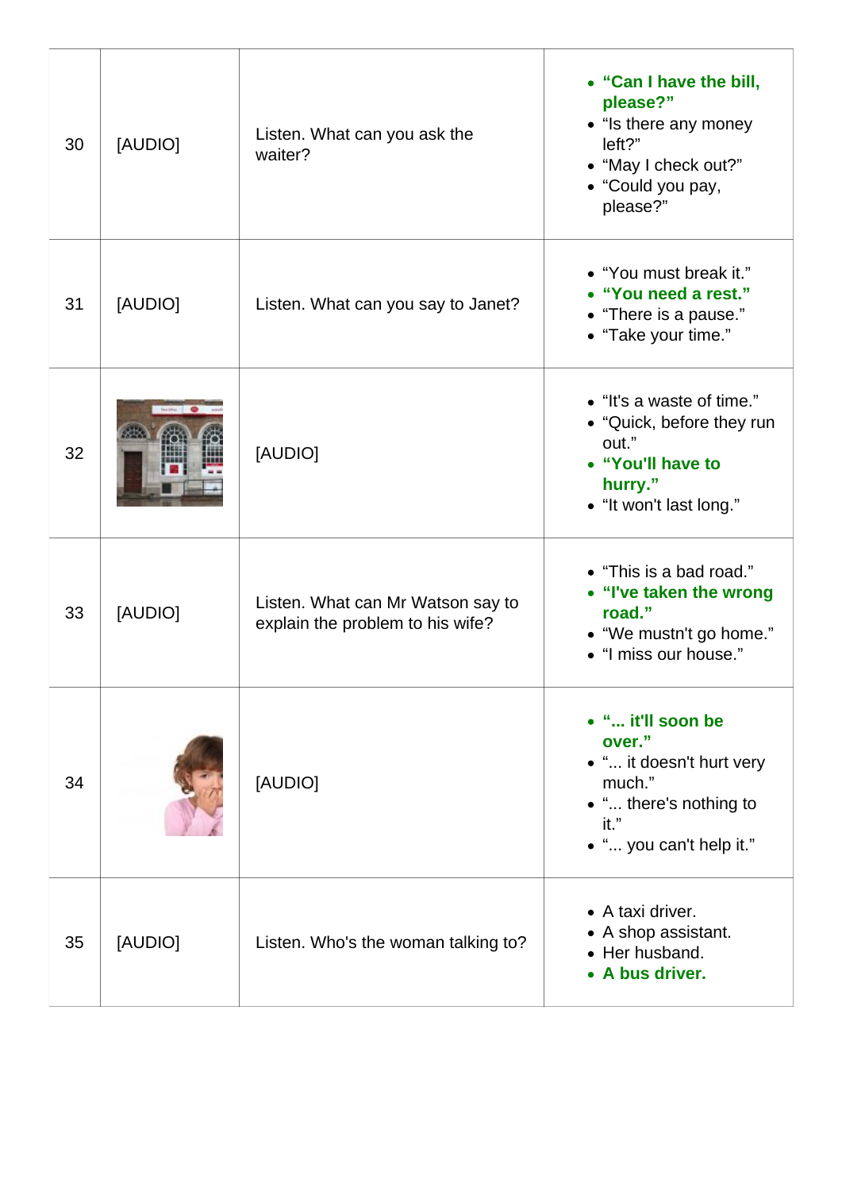| | | | |
|---|---|---|---|
| 30 | [AUDIO] | Listen. What can you ask the waiter? | • **"Can I have the bill, please?"**<br>• "Is there any money left?"<br>• "May I check out?"<br>• "Could you pay, please?" |
| 31 | [AUDIO] | Listen. What can you say to Janet? | • "You must break it."<br>• **"You need a rest."**<br>• "There is a pause."<br>• "Take your time." |
| 32 | | [AUDIO] | • "It's a waste of time."<br>• "Quick, before they run out."<br>• **"You'll have to hurry."**<br>• "It won't last long." |
| 33 | [AUDIO] | Listen. What can Mr Watson say to explain the problem to his wife? | • "This is a bad road."<br>• **"I've taken the wrong road."**<br>• "We mustn't go home."<br>• "I miss our house." |
| 34 | | [AUDIO] | • **"... it'll soon be over."**<br>• "... it doesn't hurt very much."<br>• "... there's nothing to it."<br>• "... you can't help it." |
| 35 | [AUDIO] | Listen. Who's the woman talking to? | • A taxi driver.<br>• A shop assistant.<br>• Her husband.<br>• **A bus driver.** |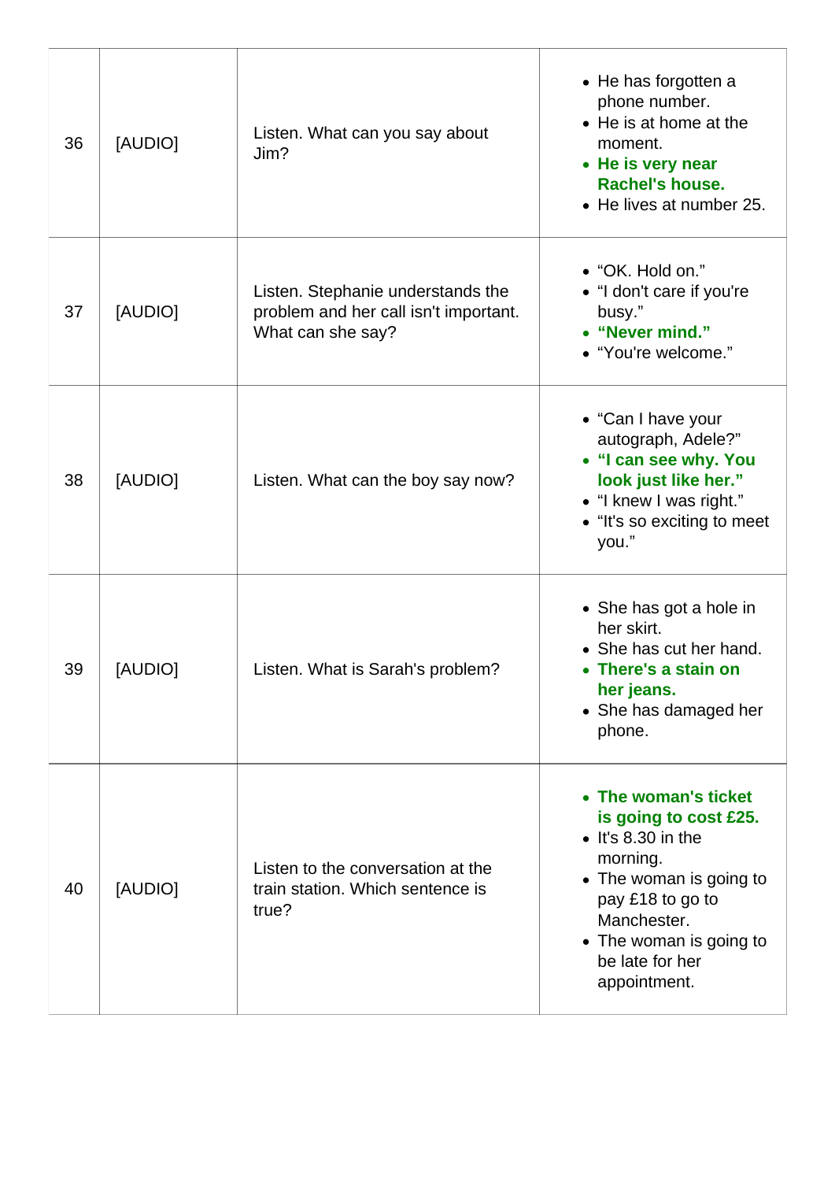| 36 | [AUDIO] | Listen. What can you say about Jim? | • He has forgotten a phone number.<br>• He is at home at the moment.<br>• **He is very near Rachel's house.**<br>• He lives at number 25. |
|---|---|---|---|
| 37 | [AUDIO] | Listen. Stephanie understands the problem and her call isn't important. What can she say? | • “OK. Hold on.”<br>• “I don't care if you're busy.”<br>• **“Never mind.”**<br>• “You're welcome.” |
| 38 | [AUDIO] | Listen. What can the boy say now? | • “Can I have your autograph, Adele?”<br>• **“I can see why. You look just like her.”**<br>• “I knew I was right.”<br>• “It's so exciting to meet you.” |
| 39 | [AUDIO] | Listen. What is Sarah's problem? | • She has got a hole in her skirt.<br>• She has cut her hand.<br>• **There's a stain on her jeans.**<br>• She has damaged her phone. |
| 40 | [AUDIO] | Listen to the conversation at the train station. Which sentence is true? | • **The woman's ticket is going to cost £25.**<br>• It's 8.30 in the morning.<br>• The woman is going to pay £18 to go to Manchester.<br>• The woman is going to be late for her appointment. |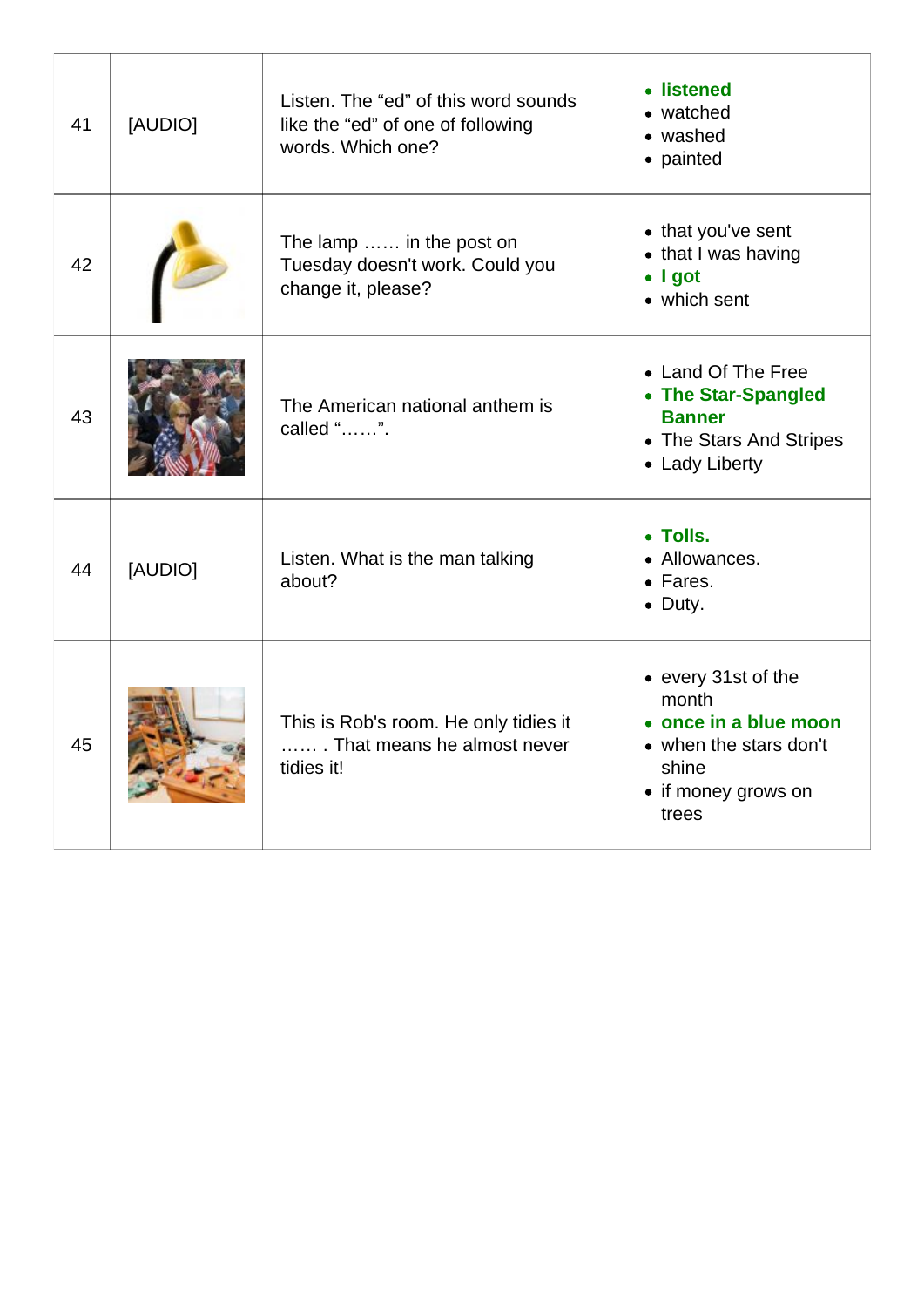| | | | |
|---|---|---|---|
| 41 | [AUDIO] | Listen. The "ed" of this word sounds like the "ed" of one of following words. Which one? | • **listened**<br>• watched<br>• washed<br>• painted |
| 42 | | The lamp ...... in the post on Tuesday doesn't work. Could you change it, please? | • that you've sent<br>• that I was having<br>• **I got**<br>• which sent |
| 43 | | The American national anthem is called "......". | • Land Of The Free<br>• **The Star-Spangled Banner**<br>• The Stars And Stripes<br>• Lady Liberty |
| 44 | [AUDIO] | Listen. What is the man talking about? | • **Tolls.**<br>• Allowances.<br>• Fares.<br>• Duty. |
| 45 | | This is Rob's room. He only tidies it ...... . That means he almost never tidies it! | • every 31st of the month<br>• **once in a blue moon**<br>• when the stars don't shine<br>• if money grows on trees |